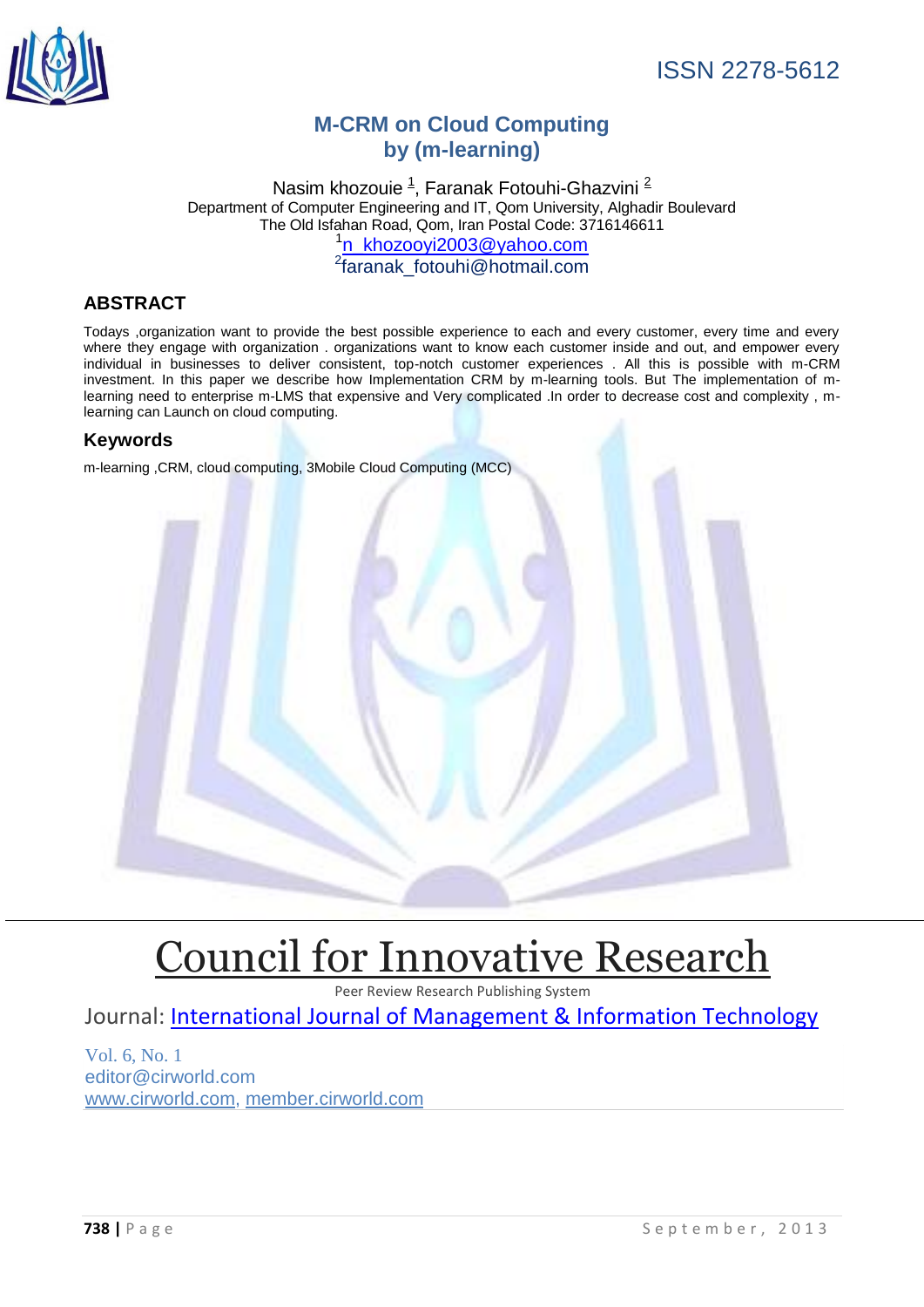ISSN 2278-5612

# M-CRM on Cloud Computing by (m-learning)

Nasim khozouie [1], Faranak Fotouhi-Ghazvini [2]

Department of Computer Engineering and IT, Qom University, Alghadir Boulevard
The Old Isfahan Road, Qom, Iran Postal Code: 3716146611

[1]n_khozooyi2003@yahoo.com

[2]faranak_fotouhi@hotmail.com

## ABSTRACT

Todays ,organization want to provide the best possible experience to each and every customer, every time and every where they engage with organization . organizations want to know each customer inside and out, and empower every individual in businesses to deliver consistent, top-notch customer experiences . All this is possible with m-CRM investment. In this paper we describe how Implementation CRM by m-learning tools. But The implementation of m-learning need to enterprise m-LMS that expensive and Very complicated .In order to decrease cost and complexity , m-learning can Launch on cloud computing.

## Keywords

m-learning ,CRM, cloud computing, 3Mobile Cloud Computing (MCC)

# Council for Innovative Research

Peer Review Research Publishing System

Journal: International Journal of Management & Information Technology

Vol. 6, No. 1

editor@cirworld.com

www.cirworld.com, member.cirworld.com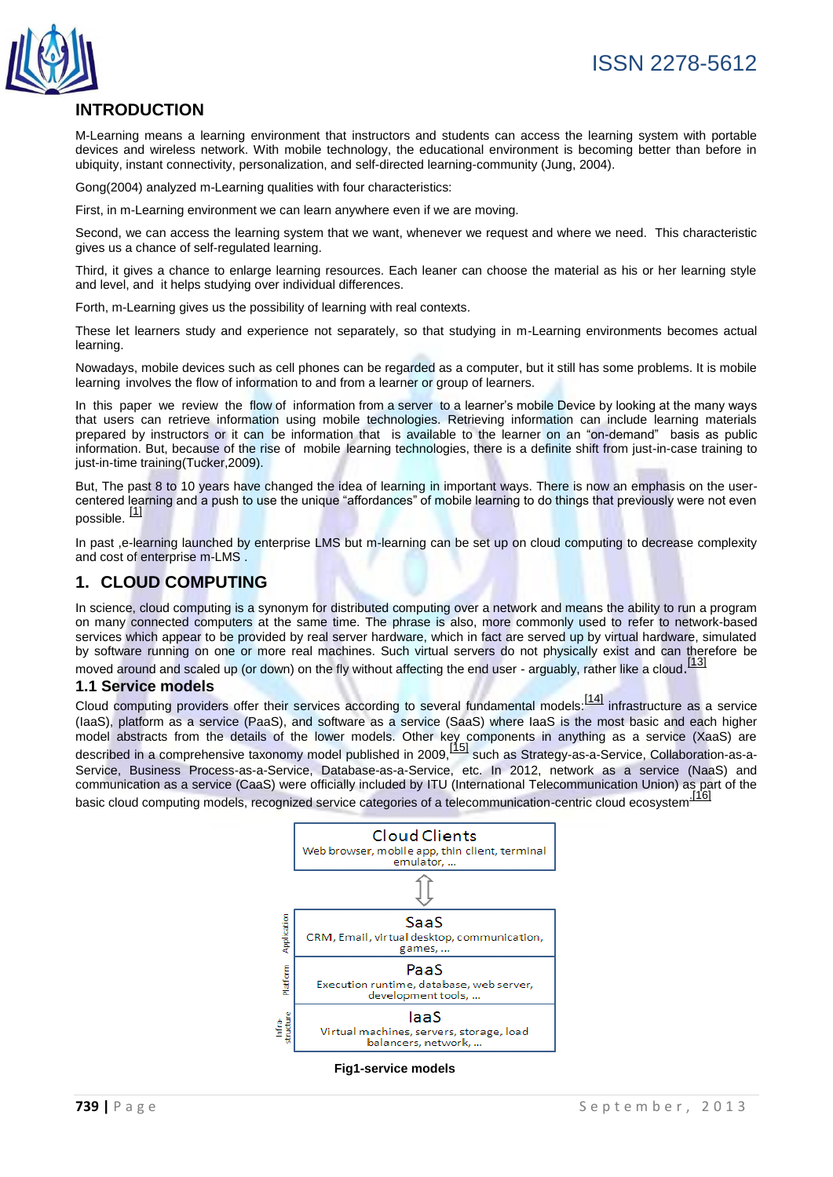## INTRODUCTION

M-Learning means a learning environment that instructors and students can access the learning system with portable devices and wireless network. With mobile technology, the educational environment is becoming better than before in ubiquity, instant connectivity, personalization, and self-directed learning-community (Jung, 2004).

Gong(2004) analyzed m-Learning qualities with four characteristics:

First, in m-Learning environment we can learn anywhere even if we are moving.

Second, we can access the learning system that we want, whenever we request and where we need. This characteristic gives us a chance of self-regulated learning.

Third, it gives a chance to enlarge learning resources. Each leaner can choose the material as his or her learning style and level, and it helps studying over individual differences.

Forth, m-Learning gives us the possibility of learning with real contexts.

These let learners study and experience not separately, so that studying in m-Learning environments becomes actual learning.

Nowadays, mobile devices such as cell phones can be regarded as a computer, but it still has some problems. It is mobile learning involves the flow of information to and from a learner or group of learners.

In this paper we review the flow of information from a server to a learner's mobile Device by looking at the many ways that users can retrieve information using mobile technologies. Retrieving information can include learning materials prepared by instructors or it can be information that is available to the learner on an "on-demand" basis as public information. But, because of the rise of mobile learning technologies, there is a definite shift from just-in-case training to just-in-time training(Tucker,2009).

But, The past 8 to 10 years have changed the idea of learning in important ways. There is now an emphasis on the user-centered learning and a push to use the unique "affordances" of mobile learning to do things that previously were not even possible. [1]

In past ,e-learning launched by enterprise LMS but m-learning can be set up on cloud computing to decrease complexity and cost of enterprise m-LMS .

## 1. CLOUD COMPUTING

In science, cloud computing is a synonym for distributed computing over a network and means the ability to run a program on many connected computers at the same time. The phrase is also, more commonly used to refer to network-based services which appear to be provided by real server hardware, which in fact are served up by virtual hardware, simulated by software running on one or more real machines. Such virtual servers do not physically exist and can therefore be moved around and scaled up (or down) on the fly without affecting the end user - arguably, rather like a cloud.[13]

### 1.1 Service models

Cloud computing providers offer their services according to several fundamental models:[14] infrastructure as a service (IaaS), platform as a service (PaaS), and software as a service (SaaS) where IaaS is the most basic and each higher model abstracts from the details of the lower models. Other key components in anything as a service (XaaS) are described in a comprehensive taxonomy model published in 2009,[15] such as Strategy-as-a-Service, Collaboration-as-a-Service, Business Process-as-a-Service, Database-as-a-Service, etc. In 2012, network as a service (NaaS) and communication as a service (CaaS) were officially included by ITU (International Telecommunication Union) as part of the basic cloud computing models, recognized service categories of a telecommunication-centric cloud ecosystem.[16]

| Layer | Model | Examples |
| --- | --- | --- |
| | Cloud Clients | Web browser, mobile app, thin client, terminal emulator, ... |
| Application | SaaS | CRM, Email, virtual desktop, communication, games, ... |
| Platform | PaaS | Execution runtime, database, web server, development tools, ... |
| Infra-structure | IaaS | Virtual machines, servers, storage, load balancers, network, ... |

**Fig1-service models**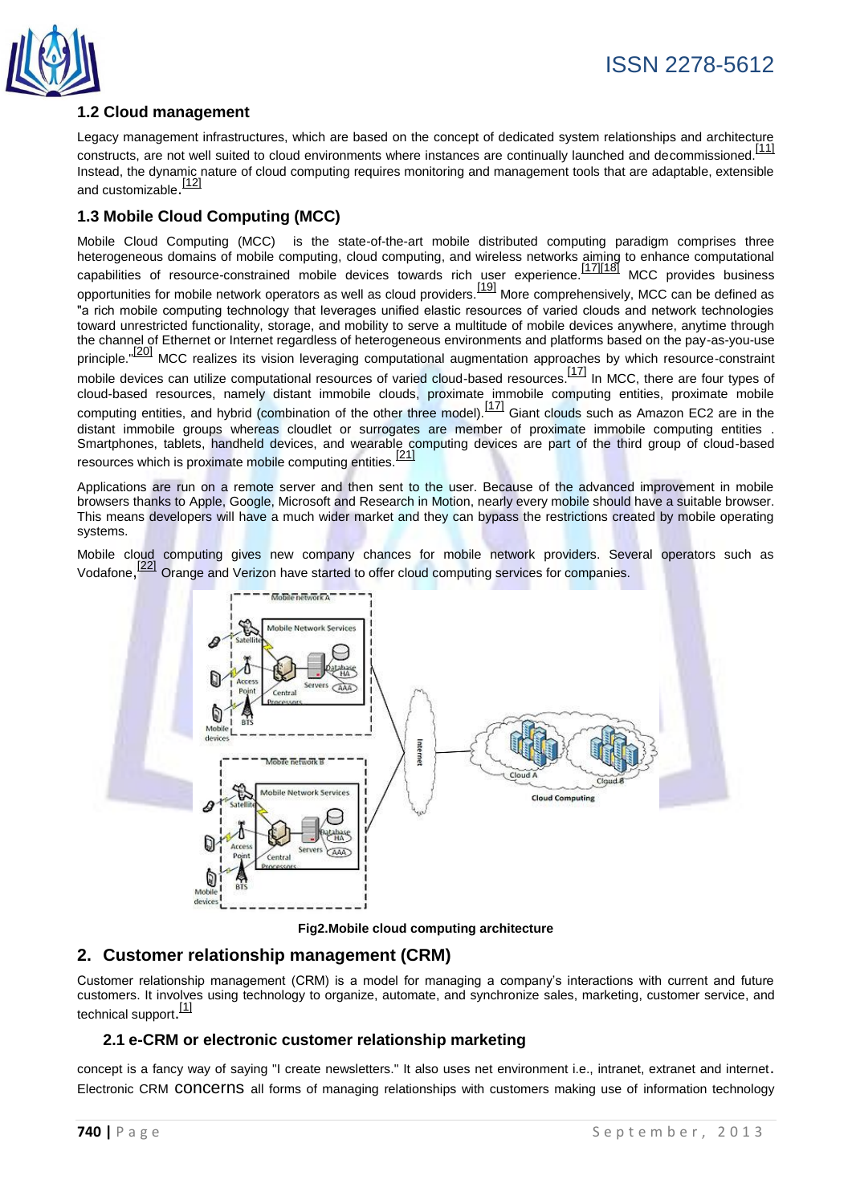## 1.2 Cloud management

Legacy management infrastructures, which are based on the concept of dedicated system relationships and architecture constructs, are not well suited to cloud environments where instances are continually launched and decommissioned.[11] Instead, the dynamic nature of cloud computing requires monitoring and management tools that are adaptable, extensible and customizable.[12]

## 1.3 Mobile Cloud Computing (MCC)

Mobile Cloud Computing (MCC) is the state-of-the-art mobile distributed computing paradigm comprises three heterogeneous domains of mobile computing, cloud computing, and wireless networks aiming to enhance computational capabilities of resource-constrained mobile devices towards rich user experience.[17][18] MCC provides business opportunities for mobile network operators as well as cloud providers.[19] More comprehensively, MCC can be defined as "a rich mobile computing technology that leverages unified elastic resources of varied clouds and network technologies toward unrestricted functionality, storage, and mobility to serve a multitude of mobile devices anywhere, anytime through the channel of Ethernet or Internet regardless of heterogeneous environments and platforms based on the pay-as-you-use principle."[20] MCC realizes its vision leveraging computational augmentation approaches by which resource-constraint mobile devices can utilize computational resources of varied cloud-based resources.[17] In MCC, there are four types of cloud-based resources, namely distant immobile clouds, proximate immobile computing entities, proximate mobile computing entities, and hybrid (combination of the other three model).[17] Giant clouds such as Amazon EC2 are in the distant immobile groups whereas cloudlet or surrogates are member of proximate immobile computing entities . Smartphones, tablets, handheld devices, and wearable computing devices are part of the third group of cloud-based resources which is proximate mobile computing entities.[21]

Applications are run on a remote server and then sent to the user. Because of the advanced improvement in mobile browsers thanks to Apple, Google, Microsoft and Research in Motion, nearly every mobile should have a suitable browser. This means developers will have a much wider market and they can bypass the restrictions created by mobile operating systems.

Mobile cloud computing gives new company chances for mobile network providers. Several operators such as Vodafone,[22] Orange and Verizon have started to offer cloud computing services for companies.

**Fig2.Mobile cloud computing architecture**

## 2. Customer relationship management (CRM)

Customer relationship management (CRM) is a model for managing a company's interactions with current and future customers. It involves using technology to organize, automate, and synchronize sales, marketing, customer service, and technical support.[1]

### 2.1 e-CRM or electronic customer relationship marketing

concept is a fancy way of saying "I create newsletters." It also uses net environment i.e., intranet, extranet and internet. Electronic CRM concerns all forms of managing relationships with customers making use of information technology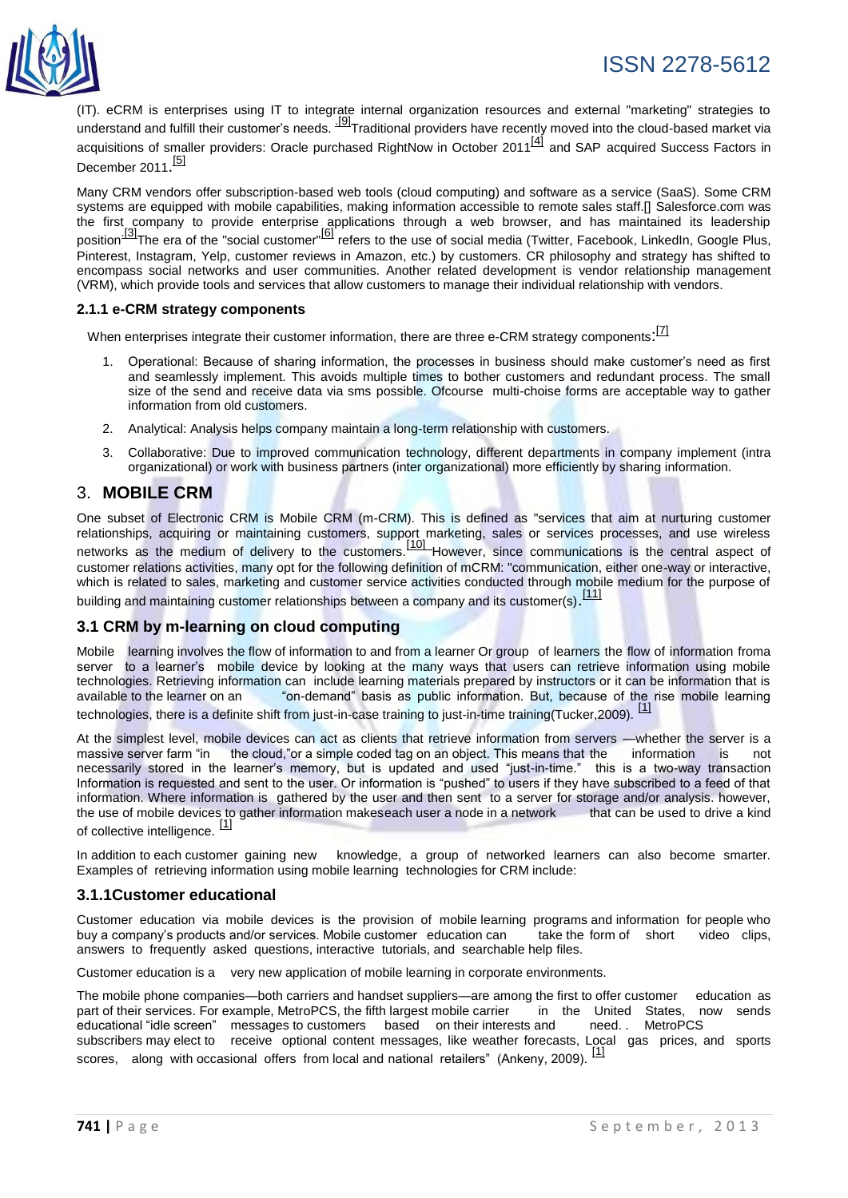(IT). eCRM is enterprises using IT to integrate internal organization resources and external "marketing" strategies to understand and fulfill their customer's needs. [9]Traditional providers have recently moved into the cloud-based market via acquisitions of smaller providers: Oracle purchased RightNow in October 2011[4] and SAP acquired Success Factors in December 2011.[5]

Many CRM vendors offer subscription-based web tools (cloud computing) and software as a service (SaaS). Some CRM systems are equipped with mobile capabilities, making information accessible to remote sales staff.[] Salesforce.com was the first company to provide enterprise applications through a web browser, and has maintained its leadership position[3]The era of the "social customer"[6] refers to the use of social media (Twitter, Facebook, LinkedIn, Google Plus, Pinterest, Instagram, Yelp, customer reviews in Amazon, etc.) by customers. CR philosophy and strategy has shifted to encompass social networks and user communities. Another related development is vendor relationship management (VRM), which provide tools and services that allow customers to manage their individual relationship with vendors.

### 2.1.1 e-CRM strategy components

When enterprises integrate their customer information, there are three e-CRM strategy components:[7]

1. Operational: Because of sharing information, the processes in business should make customer's need as first and seamlessly implement. This avoids multiple times to bother customers and redundant process. The small size of the send and receive data via sms possible. Ofcourse multi-choise forms are acceptable way to gather information from old customers.
2. Analytical: Analysis helps company maintain a long-term relationship with customers.
3. Collaborative: Due to improved communication technology, different departments in company implement (intra organizational) or work with business partners (inter organizational) more efficiently by sharing information.

## 3. MOBILE CRM

One subset of Electronic CRM is Mobile CRM (m-CRM). This is defined as "services that aim at nurturing customer relationships, acquiring or maintaining customers, support marketing, sales or services processes, and use wireless networks as the medium of delivery to the customers.[10] However, since communications is the central aspect of customer relations activities, many opt for the following definition of mCRM: "communication, either one-way or interactive, which is related to sales, marketing and customer service activities conducted through mobile medium for the purpose of building and maintaining customer relationships between a company and its customer(s).[11]

### 3.1 CRM by m-learning on cloud computing

Mobile learning involves the flow of information to and from a learner Or group of learners the flow of information froma server to a learner's mobile device by looking at the many ways that users can retrieve information using mobile technologies. Retrieving information can include learning materials prepared by instructors or it can be information that is available to the learner on an "on-demand" basis as public information. But, because of the rise mobile learning technologies, there is a definite shift from just-in-case training to just-in-time training(Tucker,2009). [1]

At the simplest level, mobile devices can act as clients that retrieve information from servers —whether the server is a massive server farm "in the cloud,"or a simple coded tag on an object. This means that the information is not necessarily stored in the learner's memory, but is updated and used "just-in-time." this is a two-way transaction Information is requested and sent to the user. Or information is "pushed" to users if they have subscribed to a feed of that information. Where information is gathered by the user and then sent to a server for storage and/or analysis. however, the use of mobile devices to gather information makeseach user a node in a network that can be used to drive a kind of collective intelligence. [1]

In addition to each customer gaining new knowledge, a group of networked learners can also become smarter. Examples of retrieving information using mobile learning technologies for CRM include:

### 3.1.1Customer educational

Customer education via mobile devices is the provision of mobile learning programs and information for people who buy a company's products and/or services. Mobile customer education can take the form of short video clips, answers to frequently asked questions, interactive tutorials, and searchable help files.

Customer education is a very new application of mobile learning in corporate environments.

The mobile phone companies—both carriers and handset suppliers—are among the first to offer customer education as part of their services. For example, MetroPCS, the fifth largest mobile carrier in the United States, now sends educational "idle screen" messages to customers based on their interests and need. . MetroPCS subscribers may elect to receive optional content messages, like weather forecasts, Local gas prices, and sports scores, along with occasional offers from local and national retailers" (Ankeny, 2009). [1]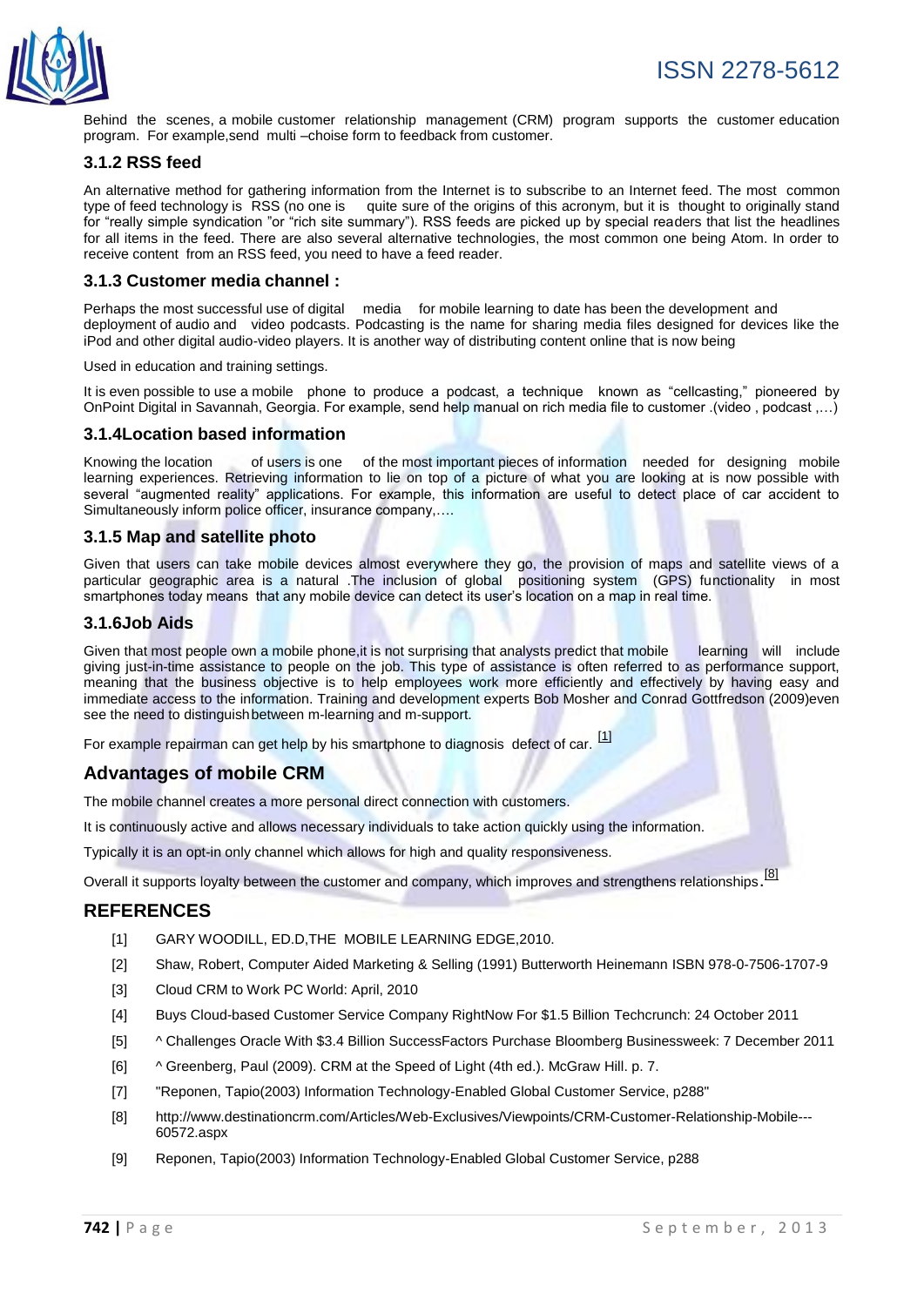Behind the scenes, a mobile customer relationship management (CRM) program supports the customer education program. For example,send multi –choise form to feedback from customer.

### 3.1.2 RSS feed

An alternative method for gathering information from the Internet is to subscribe to an Internet feed. The most common type of feed technology is RSS (no one is quite sure of the origins of this acronym, but it is thought to originally stand for "really simple syndication "or "rich site summary"). RSS feeds are picked up by special readers that list the headlines for all items in the feed. There are also several alternative technologies, the most common one being Atom. In order to receive content from an RSS feed, you need to have a feed reader.

### 3.1.3 Customer media channel :

Perhaps the most successful use of digital media for mobile learning to date has been the development and deployment of audio and video podcasts. Podcasting is the name for sharing media files designed for devices like the iPod and other digital audio-video players. It is another way of distributing content online that is now being

Used in education and training settings.

It is even possible to use a mobile phone to produce a podcast, a technique known as "cellcasting," pioneered by OnPoint Digital in Savannah, Georgia. For example, send help manual on rich media file to customer .(video , podcast ,…)

### 3.1.4Location based information

Knowing the location of users is one of the most important pieces of information needed for designing mobile learning experiences. Retrieving information to lie on top of a picture of what you are looking at is now possible with several "augmented reality" applications. For example, this information are useful to detect place of car accident to Simultaneously inform police officer, insurance company,….

### 3.1.5 Map and satellite photo

Given that users can take mobile devices almost everywhere they go, the provision of maps and satellite views of a particular geographic area is a natural .The inclusion of global positioning system (GPS) functionality in most smartphones today means that any mobile device can detect its user's location on a map in real time.

### 3.1.6Job Aids

Given that most people own a mobile phone,it is not surprising that analysts predict that mobile learning will include giving just-in-time assistance to people on the job. This type of assistance is often referred to as performance support, meaning that the business objective is to help employees work more efficiently and effectively by having easy and immediate access to the information. Training and development experts Bob Mosher and Conrad Gottfredson (2009)even see the need to distinguish between m-learning and m-support.

For example repairman can get help by his smartphone to diagnosis defect of car. [1]

## Advantages of mobile CRM

The mobile channel creates a more personal direct connection with customers.

It is continuously active and allows necessary individuals to take action quickly using the information.

Typically it is an opt-in only channel which allows for high and quality responsiveness.

Overall it supports loyalty between the customer and company, which improves and strengthens relationships.[8]

## REFERENCES

[1] GARY WOODILL, ED.D,THE MOBILE LEARNING EDGE,2010.

[2] Shaw, Robert, Computer Aided Marketing & Selling (1991) Butterworth Heinemann ISBN 978-0-7506-1707-9

[3] Cloud CRM to Work PC World: April, 2010

[4] Buys Cloud-based Customer Service Company RightNow For $1.5 Billion Techcrunch: 24 October 2011

[5] ^ Challenges Oracle With $3.4 Billion SuccessFactors Purchase Bloomberg Businessweek: 7 December 2011

[6] ^ Greenberg, Paul (2009). CRM at the Speed of Light (4th ed.). McGraw Hill. p. 7.

[7] "Reponen, Tapio(2003) Information Technology-Enabled Global Customer Service, p288"

[8] http://www.destinationcrm.com/Articles/Web-Exclusives/Viewpoints/CRM-Customer-Relationship-Mobile---60572.aspx

[9] Reponen, Tapio(2003) Information Technology-Enabled Global Customer Service, p288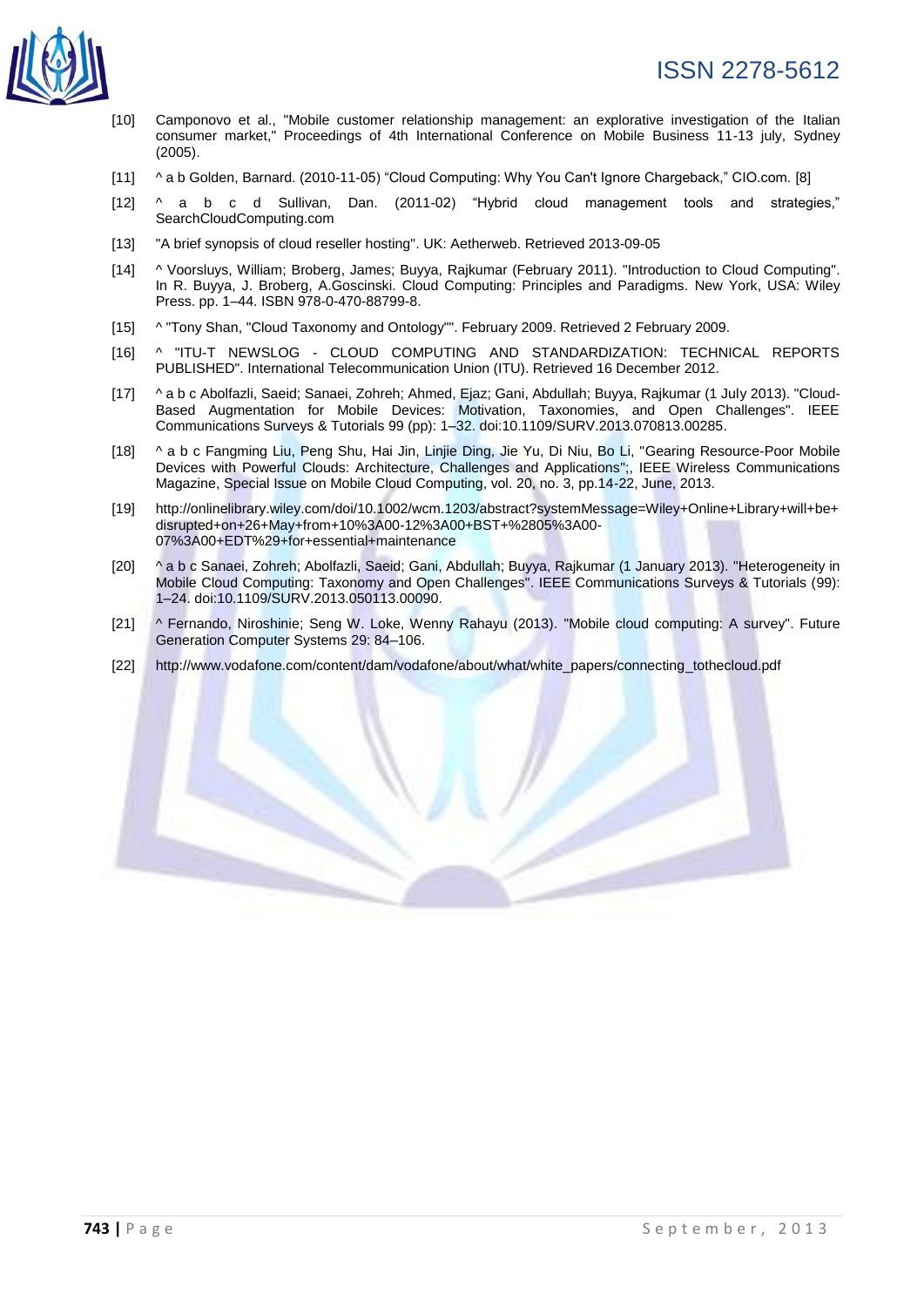[10] Camponovo et al., "Mobile customer relationship management: an explorative investigation of the Italian consumer market," Proceedings of 4th International Conference on Mobile Business 11-13 july, Sydney (2005).

[11] ^ a b Golden, Barnard. (2010-11-05) "Cloud Computing: Why You Can't Ignore Chargeback," CIO.com. [8]

[12] ^ a b c d Sullivan, Dan. (2011-02) "Hybrid cloud management tools and strategies," SearchCloudComputing.com

[13] "A brief synopsis of cloud reseller hosting". UK: Aetherweb. Retrieved 2013-09-05

[14] ^ Voorsluys, William; Broberg, James; Buyya, Rajkumar (February 2011). "Introduction to Cloud Computing". In R. Buyya, J. Broberg, A.Goscinski. Cloud Computing: Principles and Paradigms. New York, USA: Wiley Press. pp. 1–44. ISBN 978-0-470-88799-8.

[15] ^ "Tony Shan, "Cloud Taxonomy and Ontology"". February 2009. Retrieved 2 February 2009.

[16] ^ "ITU-T NEWSLOG - CLOUD COMPUTING AND STANDARDIZATION: TECHNICAL REPORTS PUBLISHED". International Telecommunication Union (ITU). Retrieved 16 December 2012.

[17] ^ a b c Abolfazli, Saeid; Sanaei, Zohreh; Ahmed, Ejaz; Gani, Abdullah; Buyya, Rajkumar (1 July 2013). "Cloud-Based Augmentation for Mobile Devices: Motivation, Taxonomies, and Open Challenges". IEEE Communications Surveys & Tutorials 99 (pp): 1–32. doi:10.1109/SURV.2013.070813.00285.

[18] ^ a b c Fangming Liu, Peng Shu, Hai Jin, Linjie Ding, Jie Yu, Di Niu, Bo Li, "Gearing Resource-Poor Mobile Devices with Powerful Clouds: Architecture, Challenges and Applications";, IEEE Wireless Communications Magazine, Special Issue on Mobile Cloud Computing, vol. 20, no. 3, pp.14-22, June, 2013.

[19] http://onlinelibrary.wiley.com/doi/10.1002/wcm.1203/abstract?systemMessage=Wiley+Online+Library+will+be+disrupted+on+26+May+from+10%3A00-12%3A00+BST+%2805%3A00-07%3A00+EDT%29+for+essential+maintenance

[20] ^ a b c Sanaei, Zohreh; Abolfazli, Saeid; Gani, Abdullah; Buyya, Rajkumar (1 January 2013). "Heterogeneity in Mobile Cloud Computing: Taxonomy and Open Challenges". IEEE Communications Surveys & Tutorials (99): 1–24. doi:10.1109/SURV.2013.050113.00090.

[21] ^ Fernando, Niroshinie; Seng W. Loke, Wenny Rahayu (2013). "Mobile cloud computing: A survey". Future Generation Computer Systems 29: 84–106.

[22] http://www.vodafone.com/content/dam/vodafone/about/what/white_papers/connecting_tothecloud.pdf